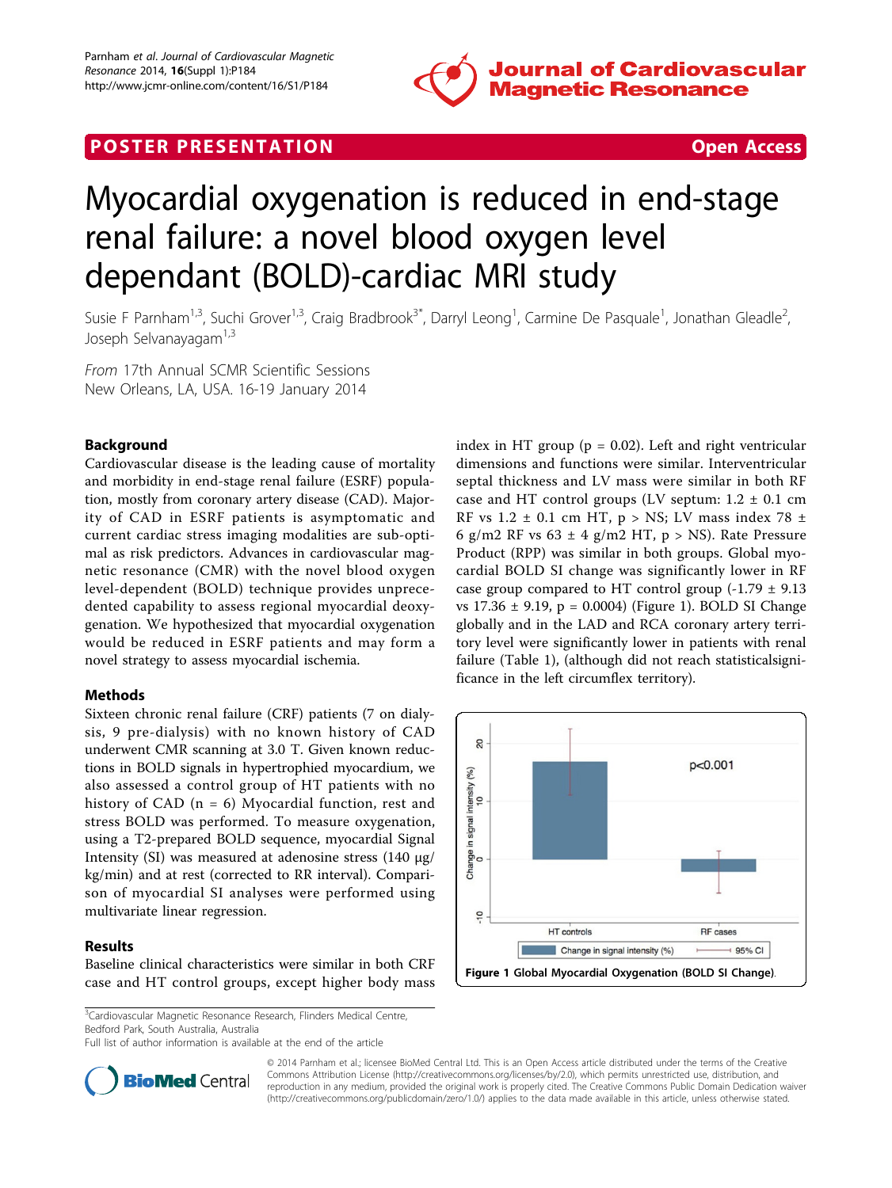POSTER PRESENTATION Open Access

# Myocardial oxygenation is reduced in end-stage renal failure: a novel blood oxygen level dependant (BOLD)-cardiac MRI study

Susie F Parnham[1,3], Suchi Grover[1,3], Craig Bradbrook[3*], Darryl Leong[1], Carmine De Pasquale[1], Jonathan Gleadle[2], Joseph Selvanayagam[1,3]

*From* 17th Annual SCMR Scientific Sessions
New Orleans, LA, USA. 16-19 January 2014

## Background

Cardiovascular disease is the leading cause of mortality and morbidity in end-stage renal failure (ESRF) population, mostly from coronary artery disease (CAD). Majority of CAD in ESRF patients is asymptomatic and current cardiac stress imaging modalities are sub-optimal as risk predictors. Advances in cardiovascular magnetic resonance (CMR) with the novel blood oxygen level-dependent (BOLD) technique provides unprecedented capability to assess regional myocardial deoxygenation. We hypothesized that myocardial oxygenation would be reduced in ESRF patients and may form a novel strategy to assess myocardial ischemia.

## Methods

Sixteen chronic renal failure (CRF) patients (7 on dialysis, 9 pre-dialysis) with no known history of CAD underwent CMR scanning at 3.0 T. Given known reductions in BOLD signals in hypertrophied myocardium, we also assessed a control group of HT patients with no history of CAD (n = 6) Myocardial function, rest and stress BOLD was performed. To measure oxygenation, using a T2-prepared BOLD sequence, myocardial Signal Intensity (SI) was measured at adenosine stress (140 μg/kg/min) and at rest (corrected to RR interval). Comparison of myocardial SI analyses were performed using multivariate linear regression.

## Results

Baseline clinical characteristics were similar in both CRF case and HT control groups, except higher body mass index in HT group (p = 0.02). Left and right ventricular dimensions and functions were similar. Interventricular septal thickness and LV mass were similar in both RF case and HT control groups (LV septum: 1.2 ± 0.1 cm RF vs 1.2 ± 0.1 cm HT, p > NS; LV mass index 78 ± 6 g/m2 RF vs 63 ± 4 g/m2 HT, p > NS). Rate Pressure Product (RPP) was similar in both groups. Global myocardial BOLD SI change was significantly lower in RF case group compared to HT control group (-1.79 ± 9.13 vs 17.36 ± 9.19, p = 0.0004) (Figure 1). BOLD SI Change globally and in the LAD and RCA coronary artery territory level were significantly lower in patients with renal failure (Table 1), (although did not reach statisticalsignificance in the left circumflex territory).

**Figure 1 Global Myocardial Oxygenation (BOLD SI Change).**

[3]Cardiovascular Magnetic Resonance Research, Flinders Medical Centre, Bedford Park, South Australia, Australia
Full list of author information is available at the end of the article

© 2014 Parnham et al.; licensee BioMed Central Ltd. This is an Open Access article distributed under the terms of the Creative Commons Attribution License (http://creativecommons.org/licenses/by/2.0), which permits unrestricted use, distribution, and reproduction in any medium, provided the original work is properly cited. The Creative Commons Public Domain Dedication waiver (http://creativecommons.org/publicdomain/zero/1.0/) applies to the data made available in this article, unless otherwise stated.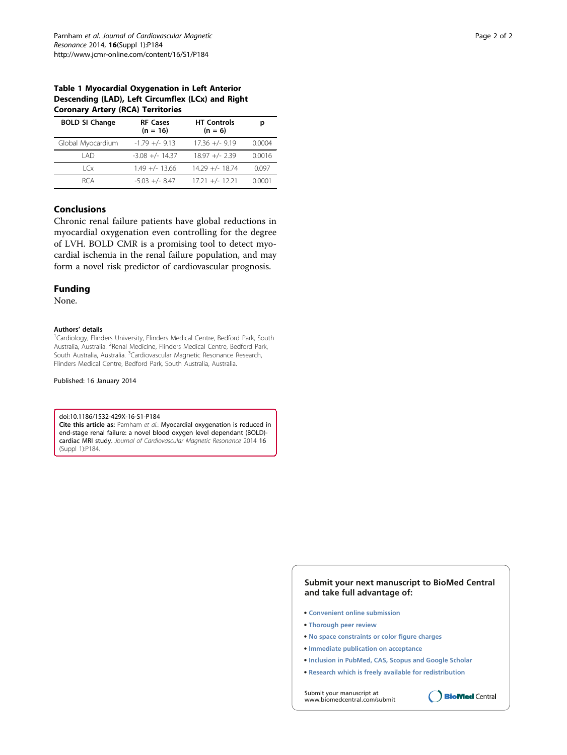**Table 1 Myocardial Oxygenation in Left Anterior Descending (LAD), Left Circumflex (LCx) and Right Coronary Artery (RCA) Territories**

| BOLD SI Change | RF Cases (n = 16) | HT Controls (n = 6) | p |
|---|---|---|---|
| Global Myocardium | -1.79 +/- 9.13 | 17.36 +/- 9.19 | 0.0004 |
| LAD | -3.08 +/- 14.37 | 18.97 +/- 2.39 | 0.0016 |
| LCx | 1.49 +/- 13.66 | 14.29 +/- 18.74 | 0.097 |
| RCA | -5.03 +/- 8.47 | 17.21 +/- 12.21 | 0.0001 |

## Conclusions

Chronic renal failure patients have global reductions in myocardial oxygenation even controlling for the degree of LVH. BOLD CMR is a promising tool to detect myocardial ischemia in the renal failure population, and may form a novel risk predictor of cardiovascular prognosis.

## Funding

None.

#### Authors' details

[1]Cardiology, Flinders University, Flinders Medical Centre, Bedford Park, South Australia, Australia. [2]Renal Medicine, Flinders Medical Centre, Bedford Park, South Australia, Australia. [3]Cardiovascular Magnetic Resonance Research, Flinders Medical Centre, Bedford Park, South Australia, Australia.

Published: 16 January 2014

doi:10.1186/1532-429X-16-S1-P184

**Cite this article as:** Parnham *et al.*: **Myocardial oxygenation is reduced in end-stage renal failure: a novel blood oxygen level dependant (BOLD)-cardiac MRI study.** *Journal of Cardiovascular Magnetic Resonance* 2014 **16** (Suppl 1):P184.

**Submit your next manuscript to BioMed Central and take full advantage of:**

- **Convenient online submission**
- **Thorough peer review**
- **No space constraints or color figure charges**
- **Immediate publication on acceptance**
- **Inclusion in PubMed, CAS, Scopus and Google Scholar**
- **Research which is freely available for redistribution**

Submit your manuscript at
www.biomedcentral.com/submit

BioMed Central